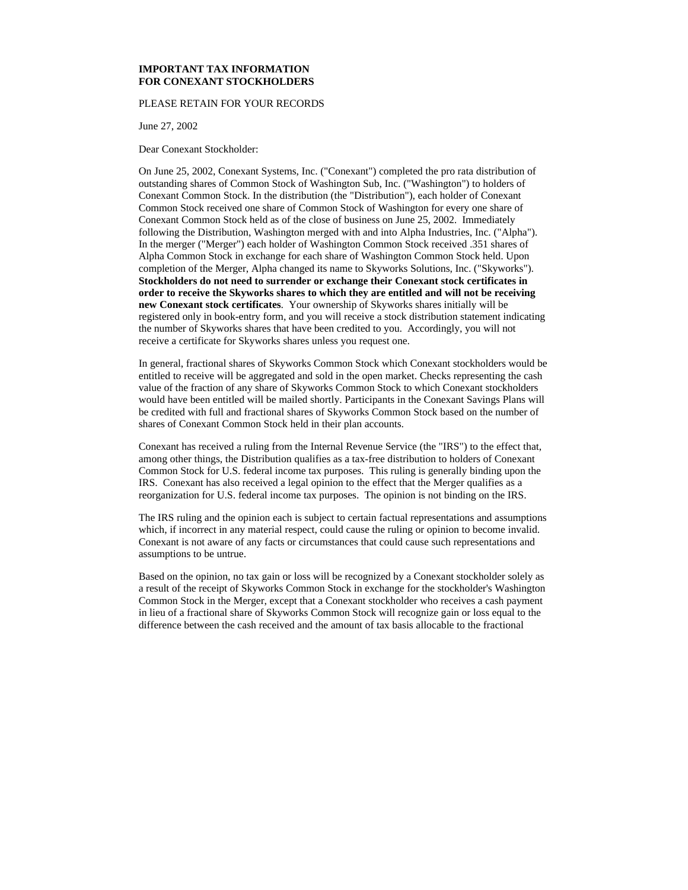**IMPORTANT TAX INFORMATION**
**FOR CONEXANT STOCKHOLDERS**

PLEASE RETAIN FOR YOUR RECORDS

June 27, 2002

Dear Conexant Stockholder:

On June 25, 2002, Conexant Systems, Inc. ("Conexant") completed the pro rata distribution of outstanding shares of Common Stock of Washington Sub, Inc. ("Washington") to holders of Conexant Common Stock. In the distribution (the "Distribution"), each holder of Conexant Common Stock received one share of Common Stock of Washington for every one share of Conexant Common Stock held as of the close of business on June 25, 2002. Immediately following the Distribution, Washington merged with and into Alpha Industries, Inc. ("Alpha"). In the merger ("Merger") each holder of Washington Common Stock received .351 shares of Alpha Common Stock in exchange for each share of Washington Common Stock held. Upon completion of the Merger, Alpha changed its name to Skyworks Solutions, Inc. ("Skyworks"). **Stockholders do not need to surrender or exchange their Conexant stock certificates in order to receive the Skyworks shares to which they are entitled and will not be receiving new Conexant stock certificates**. Your ownership of Skyworks shares initially will be registered only in book-entry form, and you will receive a stock distribution statement indicating the number of Skyworks shares that have been credited to you. Accordingly, you will not receive a certificate for Skyworks shares unless you request one.

In general, fractional shares of Skyworks Common Stock which Conexant stockholders would be entitled to receive will be aggregated and sold in the open market. Checks representing the cash value of the fraction of any share of Skyworks Common Stock to which Conexant stockholders would have been entitled will be mailed shortly. Participants in the Conexant Savings Plans will be credited with full and fractional shares of Skyworks Common Stock based on the number of shares of Conexant Common Stock held in their plan accounts.

Conexant has received a ruling from the Internal Revenue Service (the "IRS") to the effect that, among other things, the Distribution qualifies as a tax-free distribution to holders of Conexant Common Stock for U.S. federal income tax purposes. This ruling is generally binding upon the IRS. Conexant has also received a legal opinion to the effect that the Merger qualifies as a reorganization for U.S. federal income tax purposes. The opinion is not binding on the IRS.

The IRS ruling and the opinion each is subject to certain factual representations and assumptions which, if incorrect in any material respect, could cause the ruling or opinion to become invalid. Conexant is not aware of any facts or circumstances that could cause such representations and assumptions to be untrue.

Based on the opinion, no tax gain or loss will be recognized by a Conexant stockholder solely as a result of the receipt of Skyworks Common Stock in exchange for the stockholder's Washington Common Stock in the Merger, except that a Conexant stockholder who receives a cash payment in lieu of a fractional share of Skyworks Common Stock will recognize gain or loss equal to the difference between the cash received and the amount of tax basis allocable to the fractional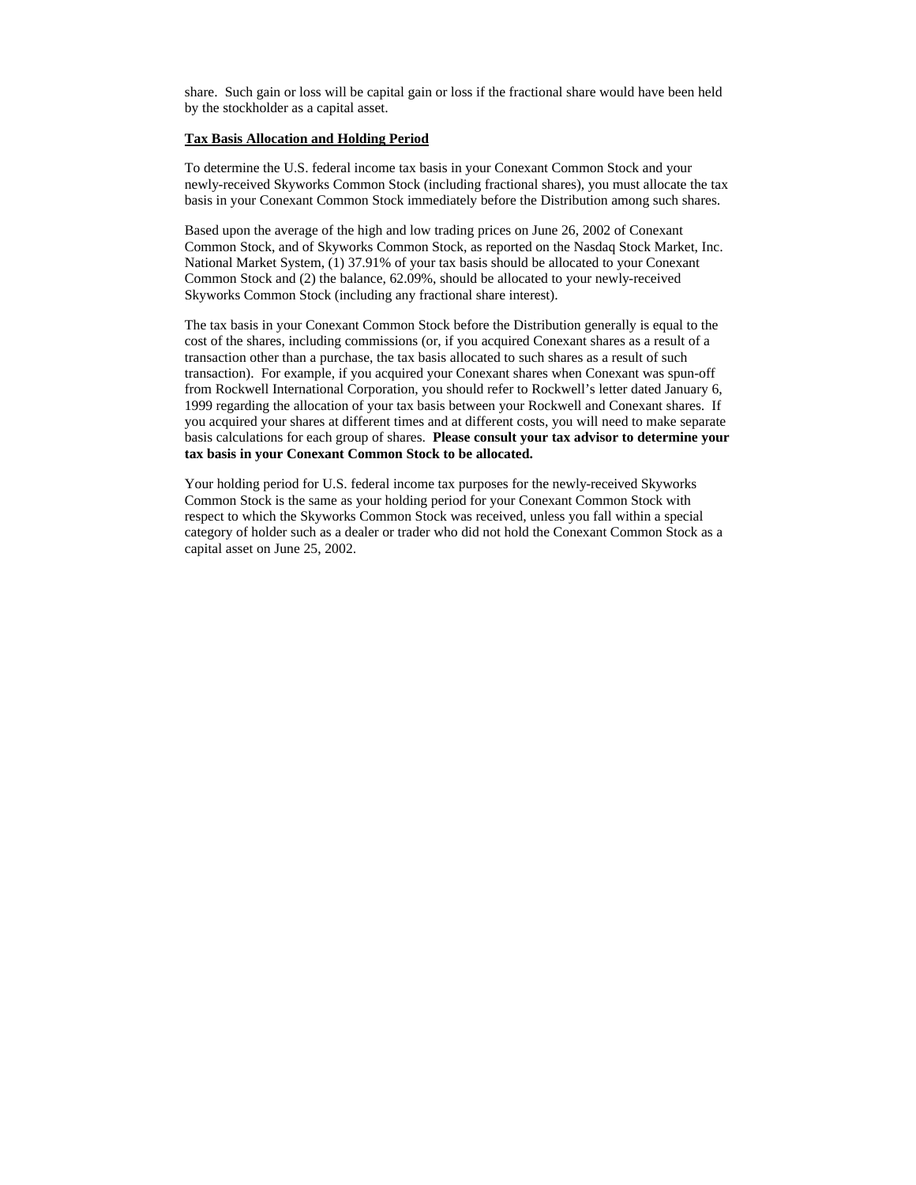share. Such gain or loss will be capital gain or loss if the fractional share would have been held by the stockholder as a capital asset.

**Tax Basis Allocation and Holding Period**

To determine the U.S. federal income tax basis in your Conexant Common Stock and your newly-received Skyworks Common Stock (including fractional shares), you must allocate the tax basis in your Conexant Common Stock immediately before the Distribution among such shares.

Based upon the average of the high and low trading prices on June 26, 2002 of Conexant Common Stock, and of Skyworks Common Stock, as reported on the Nasdaq Stock Market, Inc. National Market System, (1) 37.91% of your tax basis should be allocated to your Conexant Common Stock and (2) the balance, 62.09%, should be allocated to your newly-received Skyworks Common Stock (including any fractional share interest).

The tax basis in your Conexant Common Stock before the Distribution generally is equal to the cost of the shares, including commissions (or, if you acquired Conexant shares as a result of a transaction other than a purchase, the tax basis allocated to such shares as a result of such transaction). For example, if you acquired your Conexant shares when Conexant was spun-off from Rockwell International Corporation, you should refer to Rockwell's letter dated January 6, 1999 regarding the allocation of your tax basis between your Rockwell and Conexant shares. If you acquired your shares at different times and at different costs, you will need to make separate basis calculations for each group of shares. **Please consult your tax advisor to determine your tax basis in your Conexant Common Stock to be allocated.**

Your holding period for U.S. federal income tax purposes for the newly-received Skyworks Common Stock is the same as your holding period for your Conexant Common Stock with respect to which the Skyworks Common Stock was received, unless you fall within a special category of holder such as a dealer or trader who did not hold the Conexant Common Stock as a capital asset on June 25, 2002.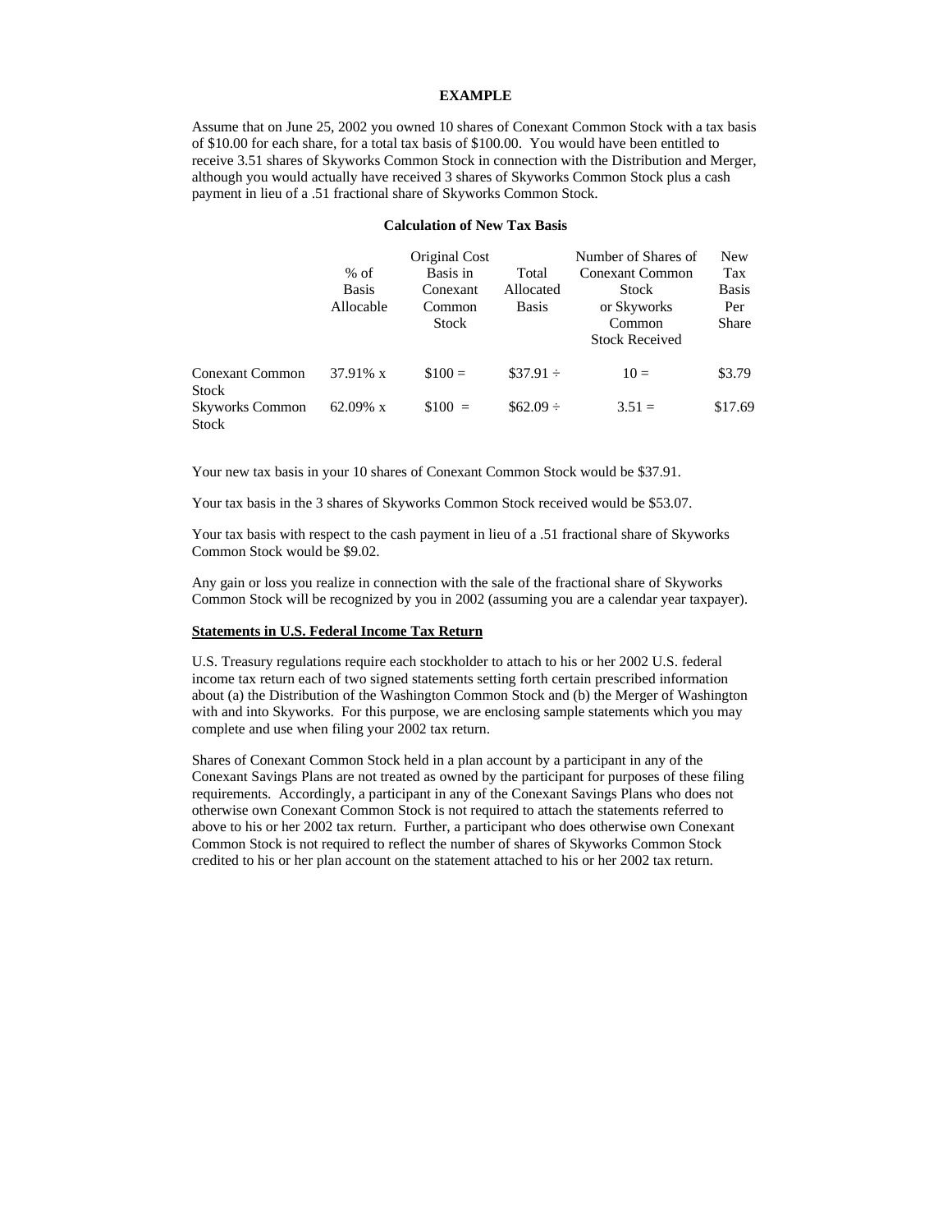**EXAMPLE**

Assume that on June 25, 2002 you owned 10 shares of Conexant Common Stock with a tax basis of $10.00 for each share, for a total tax basis of $100.00. You would have been entitled to receive 3.51 shares of Skyworks Common Stock in connection with the Distribution and Merger, although you would actually have received 3 shares of Skyworks Common Stock plus a cash payment in lieu of a .51 fractional share of Skyworks Common Stock.

**Calculation of New Tax Basis**

| | % of Basis Allocable | Original Cost Basis in Conexant Common Stock | Total Allocated Basis | Number of Shares of Conexant Common Stock or Skyworks Common Stock Received | New Tax Basis Per Share |
|---|---|---|---|---|---|
| Conexant Common Stock | 37.91% x | $100 = | $37.91 ÷ | 10 = | $3.79 |
| Skyworks Common Stock | 62.09% x | $100 = | $62.09 ÷ | 3.51 = | $17.69 |

Your new tax basis in your 10 shares of Conexant Common Stock would be $37.91.

Your tax basis in the 3 shares of Skyworks Common Stock received would be $53.07.

Your tax basis with respect to the cash payment in lieu of a .51 fractional share of Skyworks Common Stock would be $9.02.

Any gain or loss you realize in connection with the sale of the fractional share of Skyworks Common Stock will be recognized by you in 2002 (assuming you are a calendar year taxpayer).

**<u>Statements in U.S. Federal Income Tax Return</u>**

U.S. Treasury regulations require each stockholder to attach to his or her 2002 U.S. federal income tax return each of two signed statements setting forth certain prescribed information about (a) the Distribution of the Washington Common Stock and (b) the Merger of Washington with and into Skyworks. For this purpose, we are enclosing sample statements which you may complete and use when filing your 2002 tax return.

Shares of Conexant Common Stock held in a plan account by a participant in any of the Conexant Savings Plans are not treated as owned by the participant for purposes of these filing requirements. Accordingly, a participant in any of the Conexant Savings Plans who does not otherwise own Conexant Common Stock is not required to attach the statements referred to above to his or her 2002 tax return. Further, a participant who does otherwise own Conexant Common Stock is not required to reflect the number of shares of Skyworks Common Stock credited to his or her plan account on the statement attached to his or her 2002 tax return.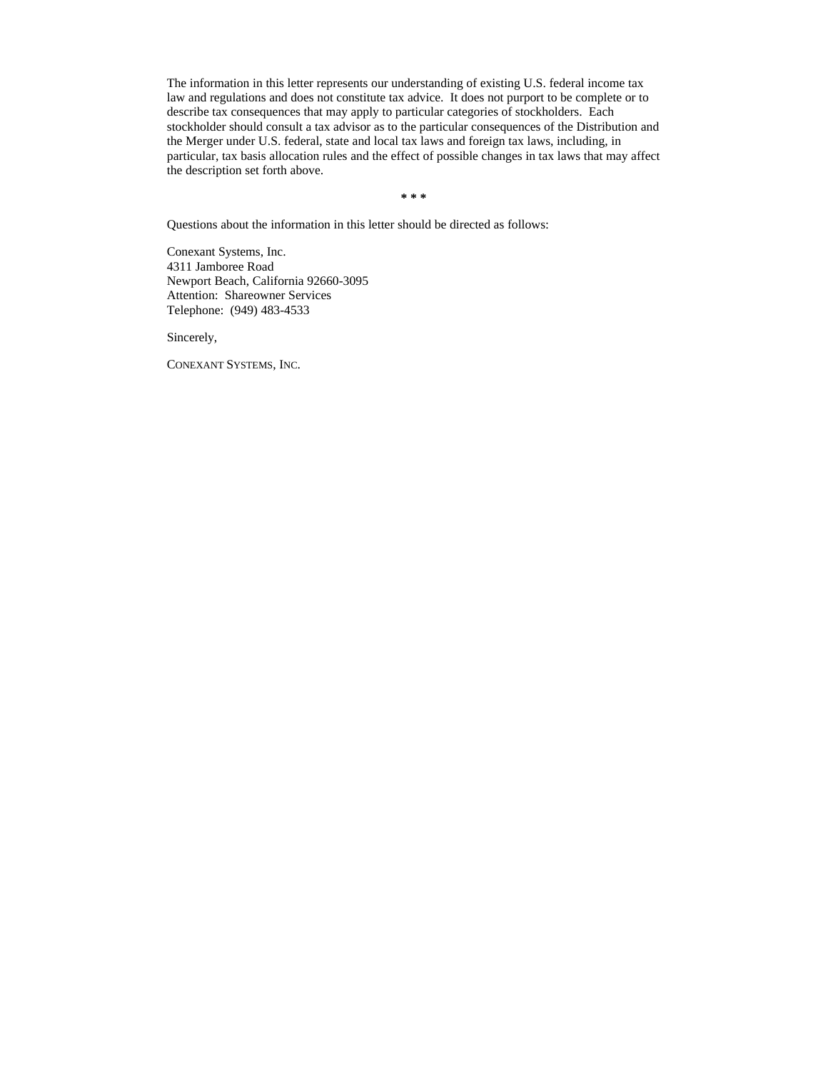The information in this letter represents our understanding of existing U.S. federal income tax law and regulations and does not constitute tax advice. It does not purport to be complete or to describe tax consequences that may apply to particular categories of stockholders. Each stockholder should consult a tax advisor as to the particular consequences of the Distribution and the Merger under U.S. federal, state and local tax laws and foreign tax laws, including, in particular, tax basis allocation rules and the effect of possible changes in tax laws that may affect the description set forth above.

*\*\**

Questions about the information in this letter should be directed as follows:

Conexant Systems, Inc.
4311 Jamboree Road
Newport Beach, California 92660-3095
Attention: Shareowner Services
Telephone: (949) 483-4533

Sincerely,

CONEXANT SYSTEMS, INC.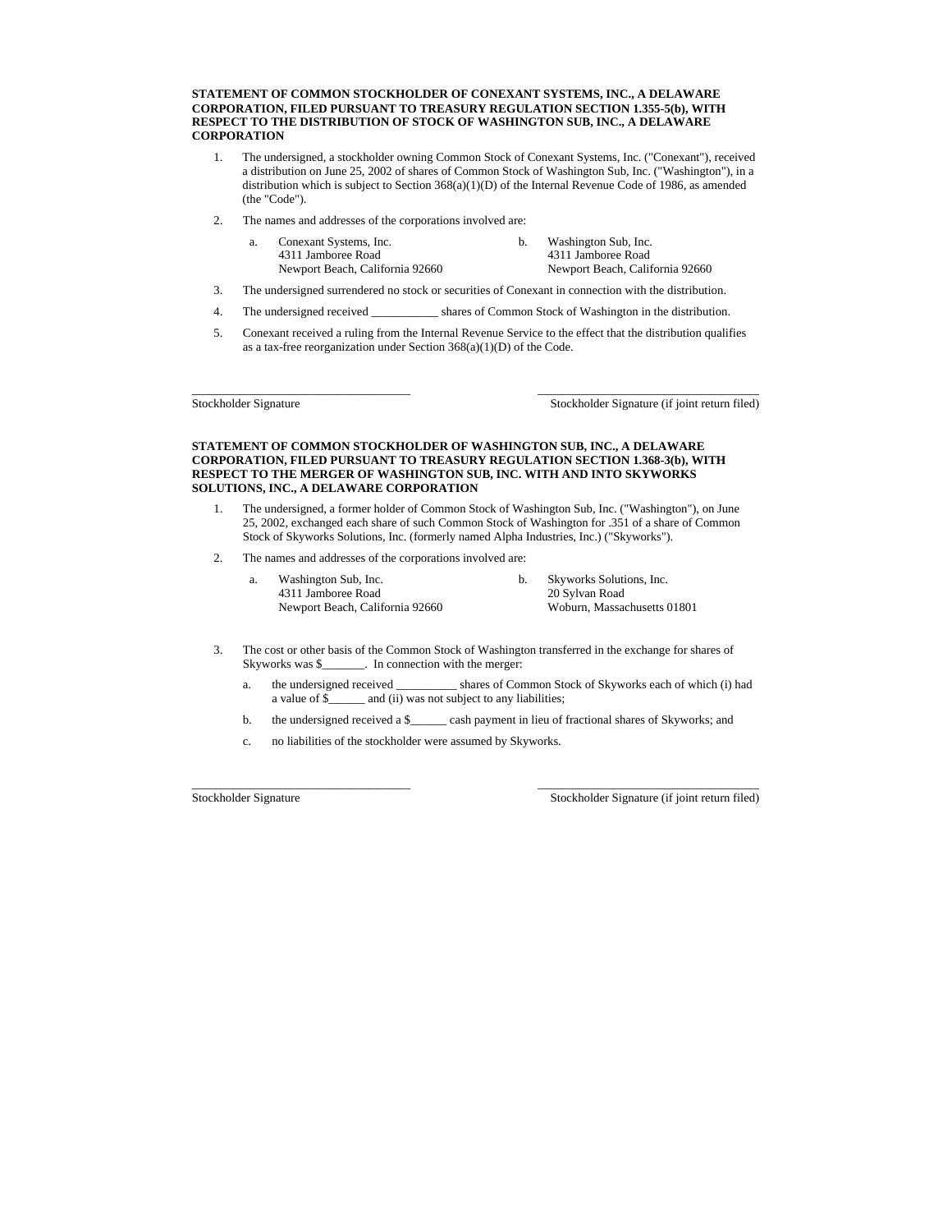**STATEMENT OF COMMON STOCKHOLDER OF CONEXANT SYSTEMS, INC., A DELAWARE CORPORATION, FILED PURSUANT TO TREASURY REGULATION SECTION 1.355-5(b), WITH RESPECT TO THE DISTRIBUTION OF STOCK OF WASHINGTON SUB, INC., A DELAWARE CORPORATION**

1. The undersigned, a stockholder owning Common Stock of Conexant Systems, Inc. ("Conexant"), received a distribution on June 25, 2002 of shares of Common Stock of Washington Sub, Inc. ("Washington"), in a distribution which is subject to Section 368(a)(1)(D) of the Internal Revenue Code of 1986, as amended (the "Code").

2. The names and addresses of the corporations involved are:

   a. Conexant Systems, Inc.
   4311 Jamboree Road
   Newport Beach, California 92660

   b. Washington Sub, Inc.
   4311 Jamboree Road
   Newport Beach, California 92660

3. The undersigned surrendered no stock or securities of Conexant in connection with the distribution.

4. The undersigned received ___________ shares of Common Stock of Washington in the distribution.

5. Conexant received a ruling from the Internal Revenue Service to the effect that the distribution qualifies as a tax-free reorganization under Section 368(a)(1)(D) of the Code.

___________________________________ Stockholder Signature

___________________________________ Stockholder Signature (if joint return filed)

**STATEMENT OF COMMON STOCKHOLDER OF WASHINGTON SUB, INC., A DELAWARE CORPORATION, FILED PURSUANT TO TREASURY REGULATION SECTION 1.368-3(b), WITH RESPECT TO THE MERGER OF WASHINGTON SUB, INC. WITH AND INTO SKYWORKS SOLUTIONS, INC., A DELAWARE CORPORATION**

1. The undersigned, a former holder of Common Stock of Washington Sub, Inc. ("Washington"), on June 25, 2002, exchanged each share of such Common Stock of Washington for .351 of a share of Common Stock of Skyworks Solutions, Inc. (formerly named Alpha Industries, Inc.) ("Skyworks").

2. The names and addresses of the corporations involved are:

   a. Washington Sub, Inc.
   4311 Jamboree Road
   Newport Beach, California 92660

   b. Skyworks Solutions, Inc.
   20 Sylvan Road
   Woburn, Massachusetts 01801

3. The cost or other basis of the Common Stock of Washington transferred in the exchange for shares of Skyworks was $_______. In connection with the merger:

   a. the undersigned received __________ shares of Common Stock of Skyworks each of which (i) had a value of $______ and (ii) was not subject to any liabilities;

   b. the undersigned received a $______ cash payment in lieu of fractional shares of Skyworks; and

   c. no liabilities of the stockholder were assumed by Skyworks.

___________________________________ Stockholder Signature

___________________________________ Stockholder Signature (if joint return filed)